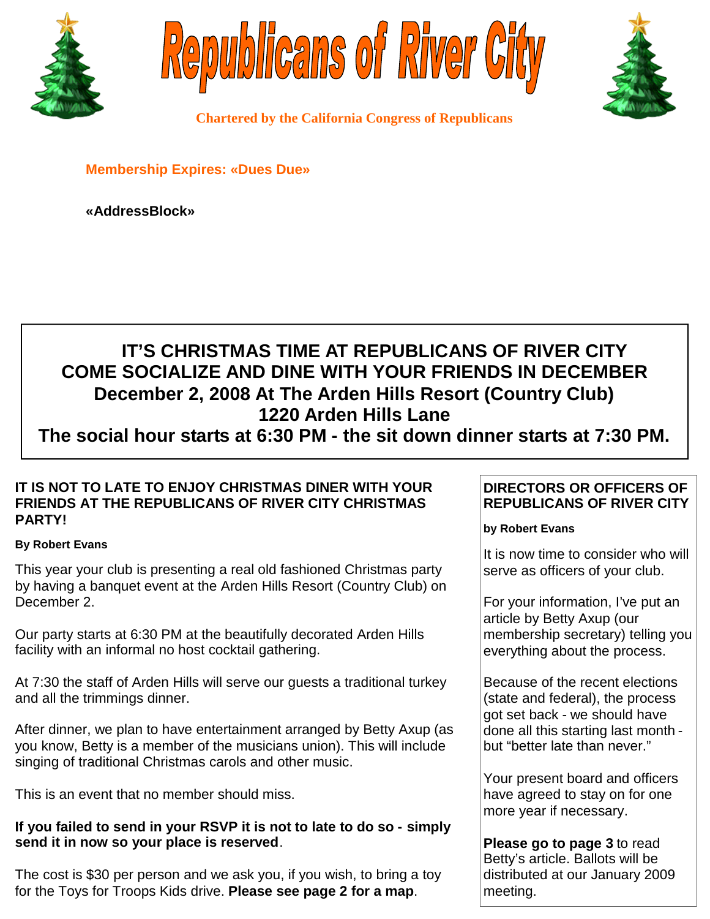# Republicans of River City

**Chartered by the California Congress of Republicans**

**Membership Expires: «Dues Due»**

**«AddressBlock»**

**IT'S CHRISTMAS TIME AT REPUBLICANS OF RIVER CITY**
**COME SOCIALIZE AND DINE WITH YOUR FRIENDS IN DECEMBER**
**December 2, 2008 At The Arden Hills Resort (Country Club)**
**1220 Arden Hills Lane**
**The social hour starts at 6:30 PM - the sit down dinner starts at 7:30 PM.**

## IT IS NOT TO LATE TO ENJOY CHRISTMAS DINER WITH YOUR FRIENDS AT THE REPUBLICANS OF RIVER CITY CHRISTMAS PARTY!

**By Robert Evans**

This year your club is presenting a real old fashioned Christmas party by having a banquet event at the Arden Hills Resort (Country Club) on December 2.

Our party starts at 6:30 PM at the beautifully decorated Arden Hills facility with an informal no host cocktail gathering.

At 7:30 the staff of Arden Hills will serve our guests a traditional turkey and all the trimmings dinner.

After dinner, we plan to have entertainment arranged by Betty Axup (as you know, Betty is a member of the musicians union). This will include singing of traditional Christmas carols and other music.

This is an event that no member should miss.

**If you failed to send in your RSVP it is not to late to do so - simply send it in now so your place is reserved**.

The cost is $30 per person and we ask you, if you wish, to bring a toy for the Toys for Troops Kids drive. **Please see page 2 for a map**.

## DIRECTORS OR OFFICERS OF REPUBLICANS OF RIVER CITY

**by Robert Evans**

It is now time to consider who will serve as officers of your club.

For your information, I've put an article by Betty Axup (our membership secretary) telling you everything about the process.

Because of the recent elections (state and federal), the process got set back - we should have done all this starting last month - but "better late than never."

Your present board and officers have agreed to stay on for one more year if necessary.

**Please go to page 3** to read Betty's article. Ballots will be distributed at our January 2009 meeting.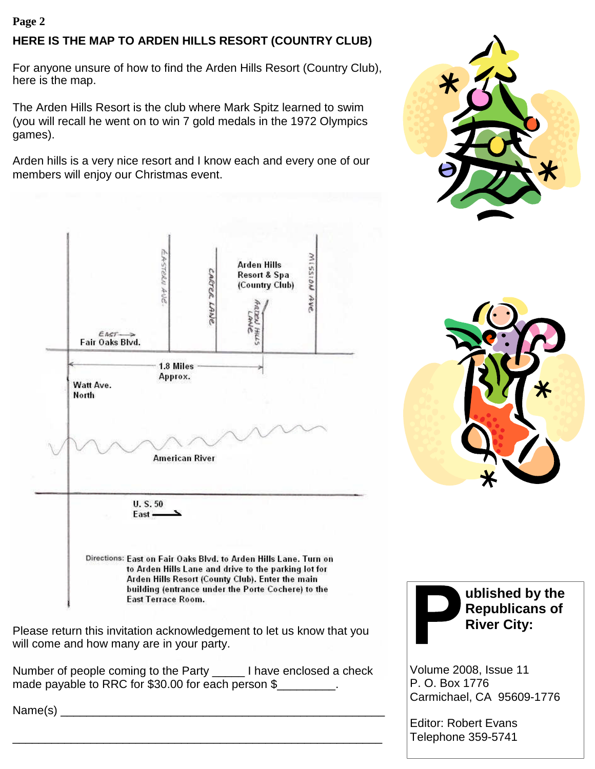## HERE IS THE MAP TO ARDEN HILLS RESORT (COUNTRY CLUB)

For anyone unsure of how to find the Arden Hills Resort (Country Club), here is the map.

The Arden Hills Resort is the club where Mark Spitz learned to swim (you will recall he went on to win 7 gold medals in the 1972 Olympics games).

Arden hills is a very nice resort and I know each and every one of our members will enjoy our Christmas event.

Arden Hills Resort & Spa (Country Club)

EASTERN AVE. CARTER LANE ARDEN HILLS LANE MISSION AVE.

EAST → Fair Oaks Blvd.

1.8 Miles Approx.

Watt Ave. North

American River

U. S. 50 East →

Directions: East on Fair Oaks Blvd. to Arden Hills Lane. Turn on to Arden Hills Lane and drive to the parking lot for Arden Hills Resort (County Club). Enter the main building (entrance under the Porte Cochere) to the East Terrace Room.

Please return this invitation acknowledgement to let us know that you will come and how many are in your party.

Number of people coming to the Party _____ I have enclosed a check made payable to RRC for $30.00 for each person $_________.

Name(s) ____________________________________________________

____________________________________________________________

**Published by the Republicans of River City:**

Volume 2008, Issue 11
P. O. Box 1776
Carmichael, CA 95609-1776

Editor: Robert Evans
Telephone 359-5741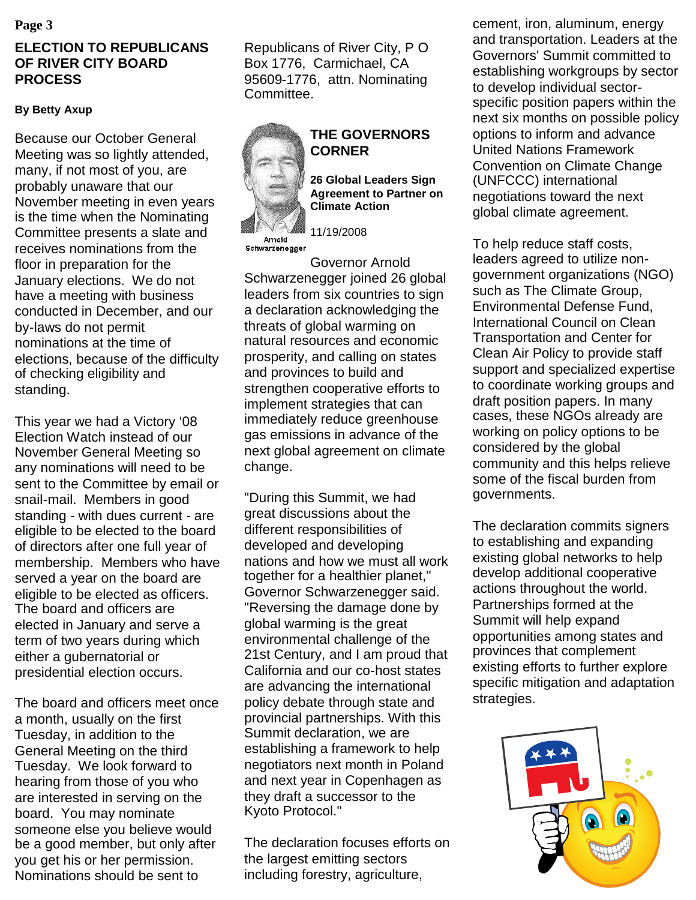## ELECTION TO REPUBLICANS OF RIVER CITY BOARD PROCESS

**By Betty Axup**

Because our October General Meeting was so lightly attended, many, if not most of you, are probably unaware that our November meeting in even years is the time when the Nominating Committee presents a slate and receives nominations from the floor in preparation for the January elections. We do not have a meeting with business conducted in December, and our by-laws do not permit nominations at the time of elections, because of the difficulty of checking eligibility and standing.

This year we had a Victory '08 Election Watch instead of our November General Meeting so any nominations will need to be sent to the Committee by email or snail-mail. Members in good standing - with dues current - are eligible to be elected to the board of directors after one full year of membership. Members who have served a year on the board are eligible to be elected as officers. The board and officers are elected in January and serve a term of two years during which either a gubernatorial or presidential election occurs.

The board and officers meet once a month, usually on the first Tuesday, in addition to the General Meeting on the third Tuesday. We look forward to hearing from those of you who are interested in serving on the board. You may nominate someone else you believe would be a good member, but only after you get his or her permission. Nominations should be sent to Republicans of River City, P O Box 1776, Carmichael, CA 95609-1776, attn. Nominating Committee.

## THE GOVERNORS CORNER

Arnold Schwarzenegger

**26 Global Leaders Sign Agreement to Partner on Climate Action**

11/19/2008

Governor Arnold Schwarzenegger joined 26 global leaders from six countries to sign a declaration acknowledging the threats of global warming on natural resources and economic prosperity, and calling on states and provinces to build and strengthen cooperative efforts to implement strategies that can immediately reduce greenhouse gas emissions in advance of the next global agreement on climate change.

"During this Summit, we had great discussions about the different responsibilities of developed and developing nations and how we must all work together for a healthier planet," Governor Schwarzenegger said. "Reversing the damage done by global warming is the great environmental challenge of the 21st Century, and I am proud that California and our co-host states are advancing the international policy debate through state and provincial partnerships. With this Summit declaration, we are establishing a framework to help negotiators next month in Poland and next year in Copenhagen as they draft a successor to the Kyoto Protocol."

The declaration focuses efforts on the largest emitting sectors including forestry, agriculture, cement, iron, aluminum, energy and transportation. Leaders at the Governors' Summit committed to establishing workgroups by sector to develop individual sector-specific position papers within the next six months on possible policy options to inform and advance United Nations Framework Convention on Climate Change (UNFCCC) international negotiations toward the next global climate agreement.

To help reduce staff costs, leaders agreed to utilize non-government organizations (NGO) such as The Climate Group, Environmental Defense Fund, International Council on Clean Transportation and Center for Clean Air Policy to provide staff support and specialized expertise to coordinate working groups and draft position papers. In many cases, these NGOs already are working on policy options to be considered by the global community and this helps relieve some of the fiscal burden from governments.

The declaration commits signers to establishing and expanding existing global networks to help develop additional cooperative actions throughout the world. Partnerships formed at the Summit will help expand opportunities among states and provinces that complement existing efforts to further explore specific mitigation and adaptation strategies.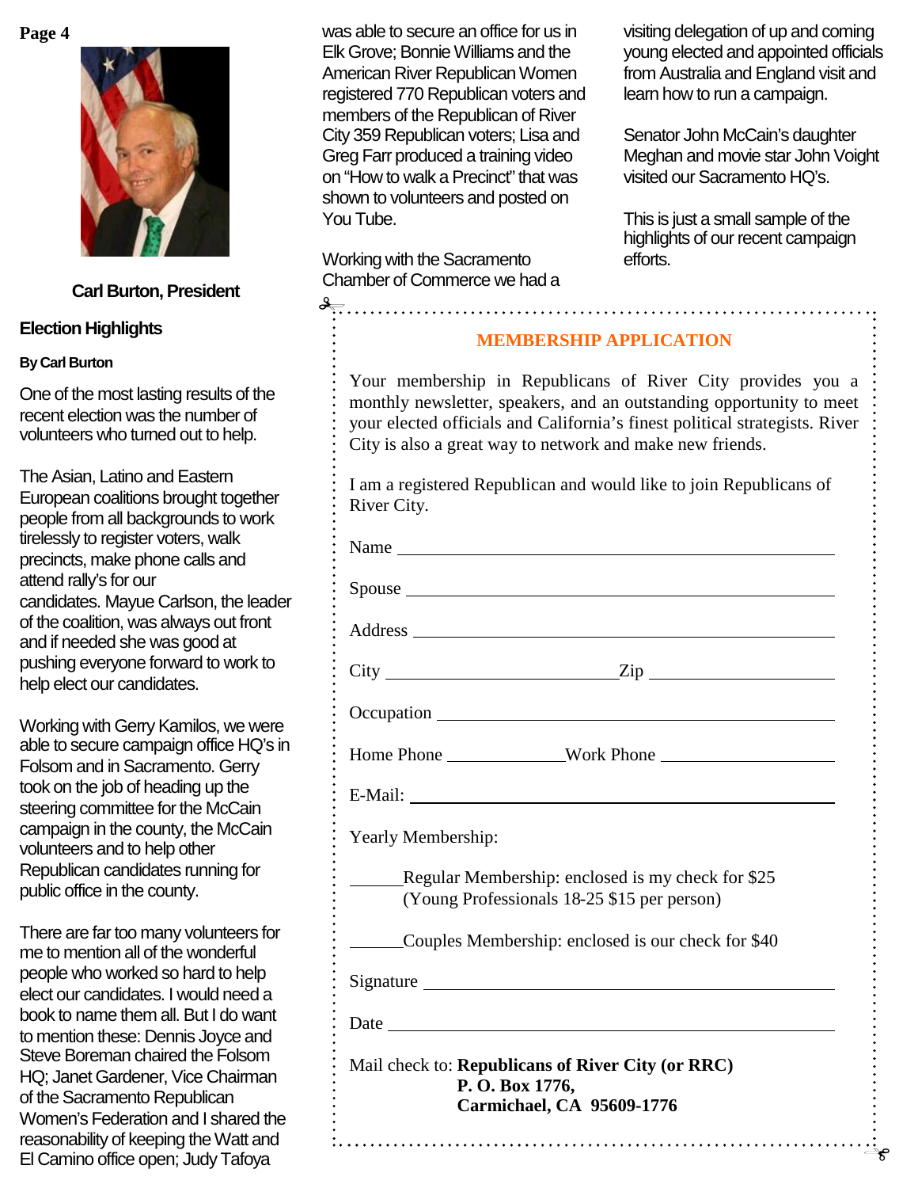**Carl Burton, President**

## Election Highlights

**By Carl Burton**

One of the most lasting results of the recent election was the number of volunteers who turned out to help.

The Asian, Latino and Eastern European coalitions brought together people from all backgrounds to work tirelessly to register voters, walk precincts, make phone calls and attend rally's for our candidates. Mayue Carlson, the leader of the coalition, was always out front and if needed she was good at pushing everyone forward to work to help elect our candidates.

Working with Gerry Kamilos, we were able to secure campaign office HQ's in Folsom and in Sacramento. Gerry took on the job of heading up the steering committee for the McCain campaign in the county, the McCain volunteers and to help other Republican candidates running for public office in the county.

There are far too many volunteers for me to mention all of the wonderful people who worked so hard to help elect our candidates. I would need a book to name them all. But I do want to mention these: Dennis Joyce and Steve Boreman chaired the Folsom HQ; Janet Gardener, Vice Chairman of the Sacramento Republican Women's Federation and I shared the reasonability of keeping the Watt and El Camino office open; Judy Tafoya was able to secure an office for us in Elk Grove; Bonnie Williams and the American River Republican Women registered 770 Republican voters and members of the Republican of River City 359 Republican voters; Lisa and Greg Farr produced a training video on "How to walk a Precinct" that was shown to volunteers and posted on You Tube.

Working with the Sacramento Chamber of Commerce we had a visiting delegation of up and coming young elected and appointed officials from Australia and England visit and learn how to run a campaign.

Senator John McCain's daughter Meghan and movie star John Voight visited our Sacramento HQ's.

This is just a small sample of the highlights of our recent campaign efforts.

---

## MEMBERSHIP APPLICATION

Your membership in Republicans of River City provides you a monthly newsletter, speakers, and an outstanding opportunity to meet your elected officials and California's finest political strategists. River City is also a great way to network and make new friends.

I am a registered Republican and would like to join Republicans of River City.

Name ______________________________

Spouse ______________________________

Address ______________________________

City ____________________ Zip ______________

Occupation ______________________________

Home Phone ____________ Work Phone ______________

E-Mail: ______________________________

Yearly Membership:

______Regular Membership: enclosed is my check for $25
(Young Professionals 18-25 $15 per person)

______Couples Membership: enclosed is our check for $40

Signature ______________________________

Date ______________________________

Mail check to: **Republicans of River City (or RRC)**
**P. O. Box 1776,**
**Carmichael, CA 95609-1776**